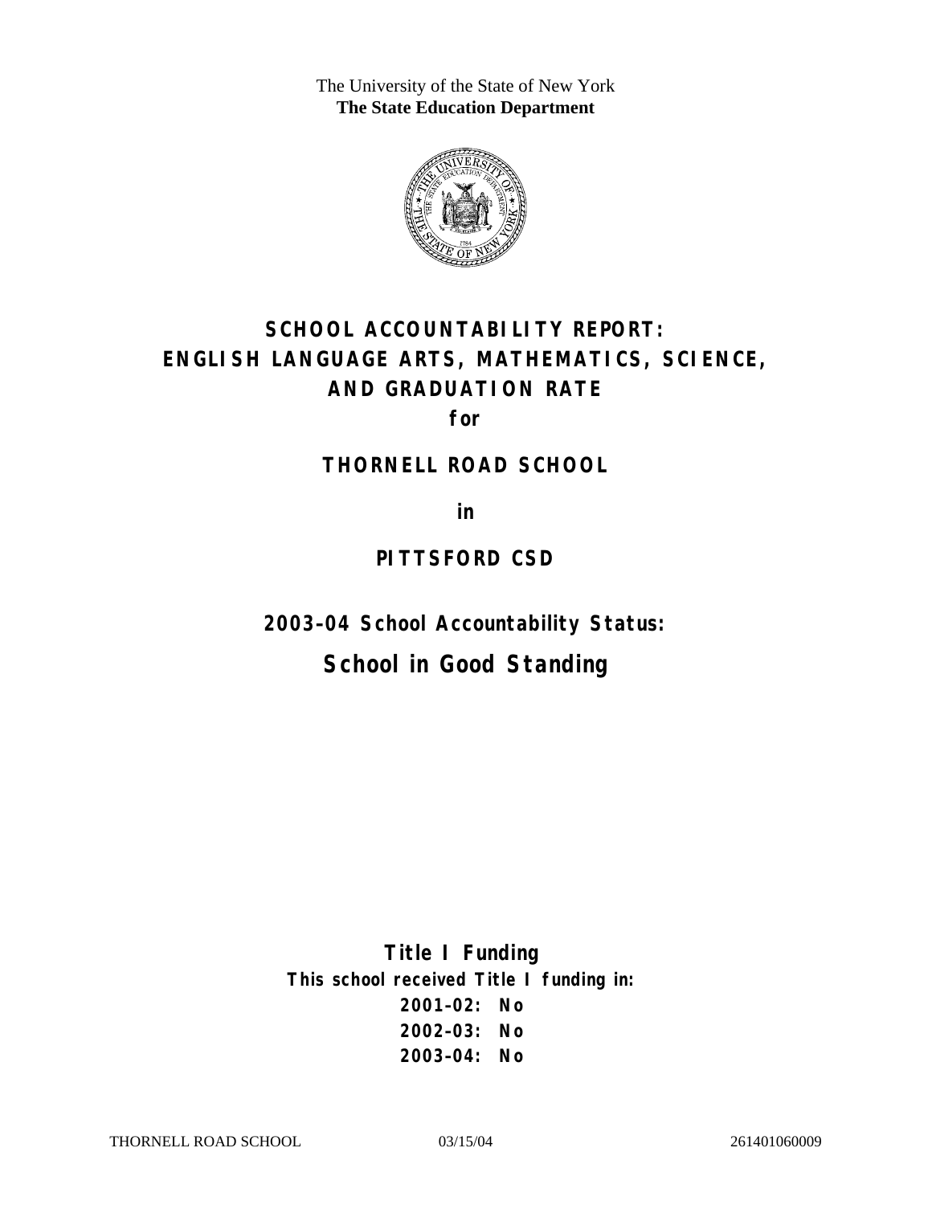The University of the State of New York
**The State Education Department**

# SCHOOL ACCOUNTABILITY REPORT: ENGLISH LANGUAGE ARTS, MATHEMATICS, SCIENCE, AND GRADUATION RATE

**for**

## THORNELL ROAD SCHOOL

**in**

## PITTSFORD CSD

### 2003–04 School Accountability Status:

## School in Good Standing

**Title I Funding**

**This school received Title I funding in:**

**2001–02: No**
**2002–03: No**
**2003–04: No**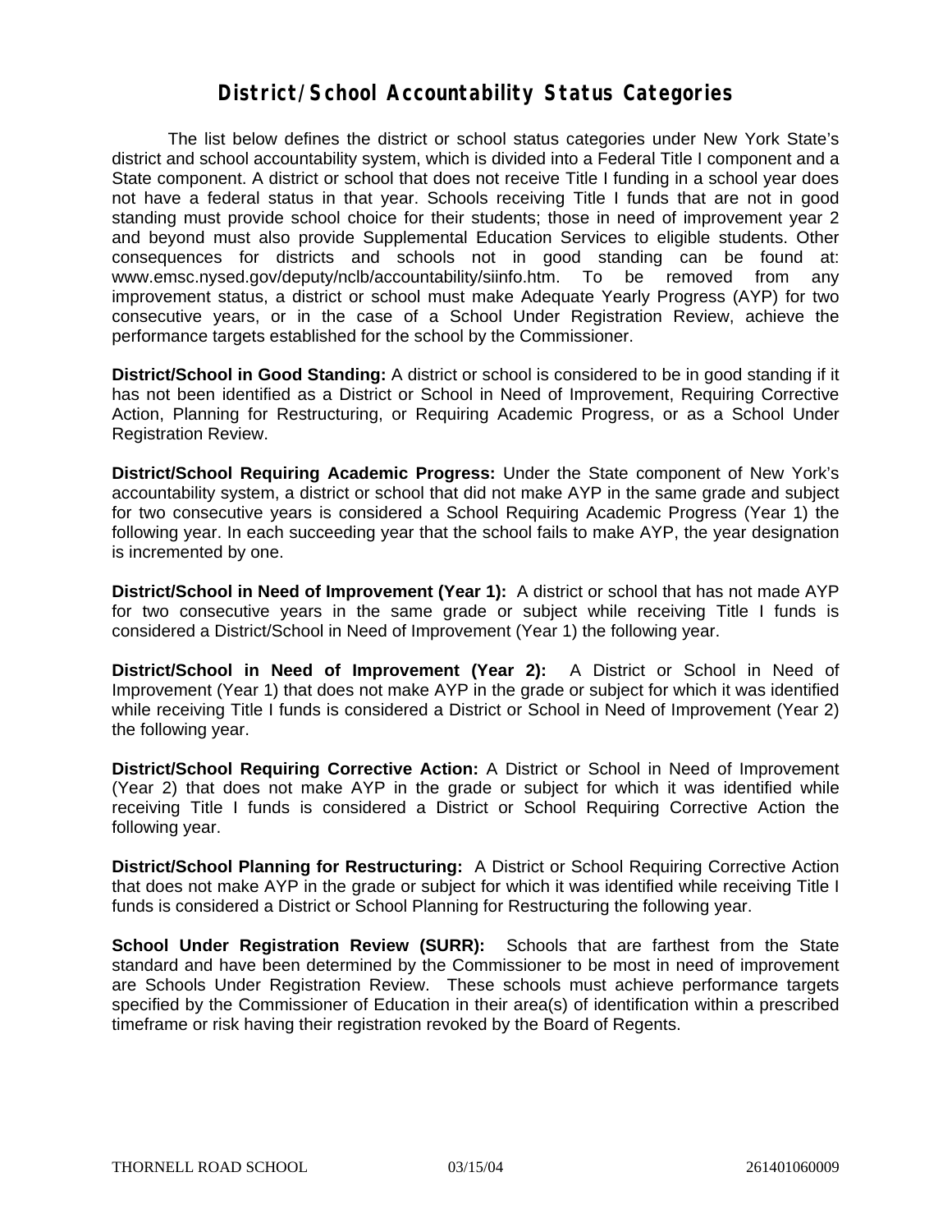# District/School Accountability Status Categories

The list below defines the district or school status categories under New York State's district and school accountability system, which is divided into a Federal Title I component and a State component. A district or school that does not receive Title I funding in a school year does not have a federal status in that year. Schools receiving Title I funds that are not in good standing must provide school choice for their students; those in need of improvement year 2 and beyond must also provide Supplemental Education Services to eligible students. Other consequences for districts and schools not in good standing can be found at: www.emsc.nysed.gov/deputy/nclb/accountability/siinfo.htm. To be removed from any improvement status, a district or school must make Adequate Yearly Progress (AYP) for two consecutive years, or in the case of a School Under Registration Review, achieve the performance targets established for the school by the Commissioner.

**District/School in Good Standing:** A district or school is considered to be in good standing if it has not been identified as a District or School in Need of Improvement, Requiring Corrective Action, Planning for Restructuring, or Requiring Academic Progress, or as a School Under Registration Review.

**District/School Requiring Academic Progress:** Under the State component of New York's accountability system, a district or school that did not make AYP in the same grade and subject for two consecutive years is considered a School Requiring Academic Progress (Year 1) the following year. In each succeeding year that the school fails to make AYP, the year designation is incremented by one.

**District/School in Need of Improvement (Year 1):** A district or school that has not made AYP for two consecutive years in the same grade or subject while receiving Title I funds is considered a District/School in Need of Improvement (Year 1) the following year.

**District/School in Need of Improvement (Year 2):** A District or School in Need of Improvement (Year 1) that does not make AYP in the grade or subject for which it was identified while receiving Title I funds is considered a District or School in Need of Improvement (Year 2) the following year.

**District/School Requiring Corrective Action:** A District or School in Need of Improvement (Year 2) that does not make AYP in the grade or subject for which it was identified while receiving Title I funds is considered a District or School Requiring Corrective Action the following year.

**District/School Planning for Restructuring:** A District or School Requiring Corrective Action that does not make AYP in the grade or subject for which it was identified while receiving Title I funds is considered a District or School Planning for Restructuring the following year.

**School Under Registration Review (SURR):** Schools that are farthest from the State standard and have been determined by the Commissioner to be most in need of improvement are Schools Under Registration Review. These schools must achieve performance targets specified by the Commissioner of Education in their area(s) of identification within a prescribed timeframe or risk having their registration revoked by the Board of Regents.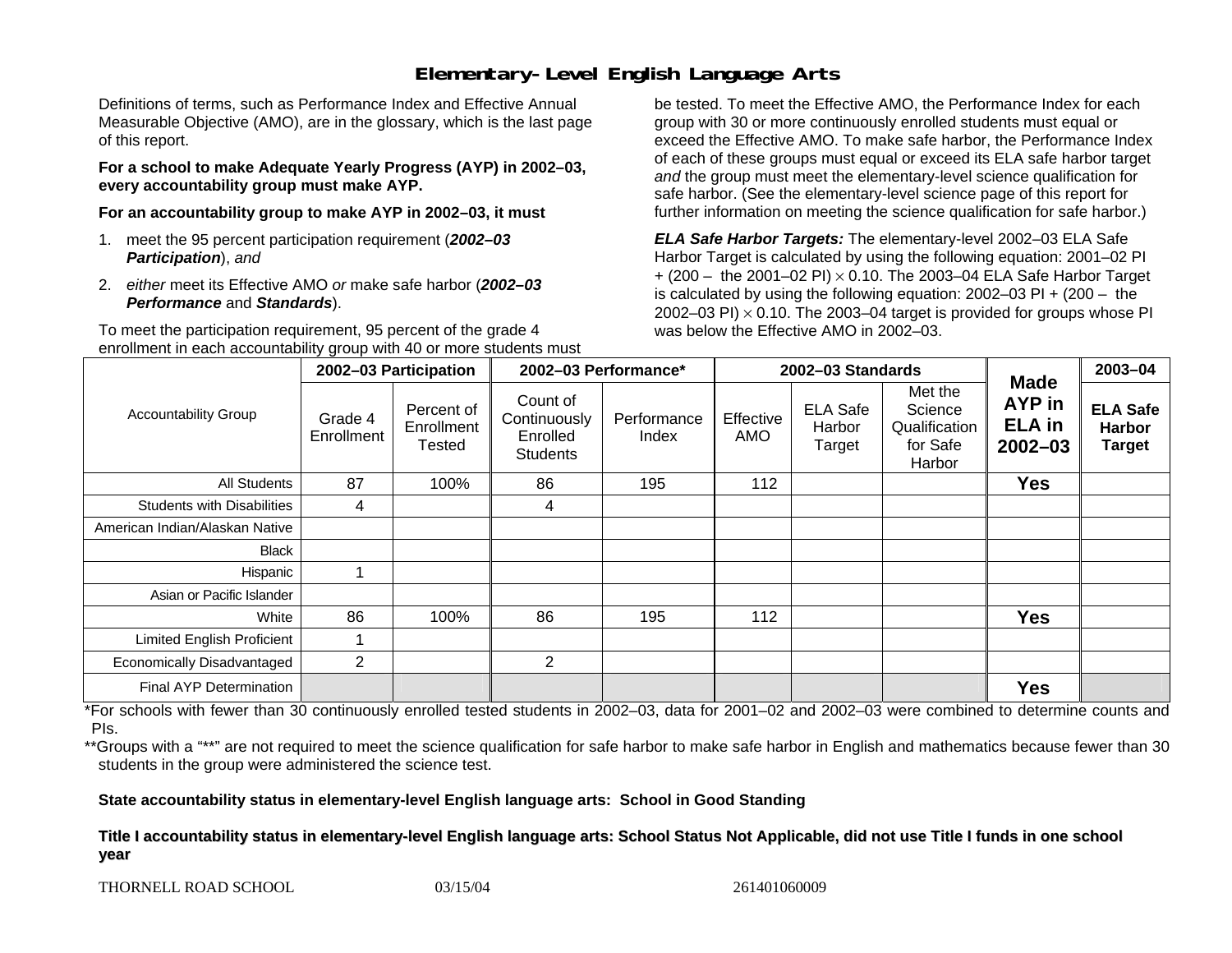# Elementary-Level English Language Arts

Definitions of terms, such as Performance Index and Effective Annual Measurable Objective (AMO), are in the glossary, which is the last page of this report.

**For a school to make Adequate Yearly Progress (AYP) in 2002–03, every accountability group must make AYP.**

**For an accountability group to make AYP in 2002–03, it must**

1. meet the 95 percent participation requirement (***2002–03 Participation***), *and*
2. *either* meet its Effective AMO *or* make safe harbor (***2002–03 Performance*** and ***Standards***).

To meet the participation requirement, 95 percent of the grade 4 enrollment in each accountability group with 40 or more students must be tested. To meet the Effective AMO, the Performance Index for each group with 30 or more continuously enrolled students must equal or exceed the Effective AMO. To make safe harbor, the Performance Index of each of these groups must equal or exceed its ELA safe harbor target *and* the group must meet the elementary-level science qualification for safe harbor. (See the elementary-level science page of this report for further information on meeting the science qualification for safe harbor.)

***ELA Safe Harbor Targets:*** The elementary-level 2002–03 ELA Safe Harbor Target is calculated by using the following equation: 2001–02 PI + (200 – the 2001–02 PI) $\times$ 0.10. The 2003–04 ELA Safe Harbor Target is calculated by using the following equation: 2002–03 PI + (200 – the 2002–03 PI) $\times$ 0.10. The 2003–04 target is provided for groups whose PI was below the Effective AMO in 2002–03.

| Accountability Group | 2002–03 Participation | | 2002–03 Performance* | | 2002–03 Standards | | | Made AYP in ELA in 2002–03 | 2003–04 |
|---|---|---|---|---|---|---|---|---|---|
| | Grade 4 Enrollment | Percent of Enrollment Tested | Count of Continuously Enrolled Students | Performance Index | Effective AMO | ELA Safe Harbor Target | Met the Science Qualification for Safe Harbor | | ELA Safe Harbor Target |
| All Students | 87 | 100% | 86 | 195 | 112 | | | Yes | |
| Students with Disabilities | 4 | | 4 | | | | | | |
| American Indian/Alaskan Native | | | | | | | | | |
| Black | | | | | | | | | |
| Hispanic | 1 | | | | | | | | |
| Asian or Pacific Islander | | | | | | | | | |
| White | 86 | 100% | 86 | 195 | 112 | | | Yes | |
| Limited English Proficient | 1 | | | | | | | | |
| Economically Disadvantaged | 2 | | 2 | | | | | | |
| Final AYP Determination | | | | | | | | Yes | |

*For schools with fewer than 30 continuously enrolled tested students in 2002–03, data for 2001–02 and 2002–03 were combined to determine counts and PIs.

**Groups with a "**" are not required to meet the science qualification for safe harbor to make safe harbor in English and mathematics because fewer than 30 students in the group were administered the science test.

**State accountability status in elementary-level English language arts: School in Good Standing**

**Title I accountability status in elementary-level English language arts: School Status Not Applicable, did not use Title I funds in one school year**

THORNELL ROAD SCHOOL 03/15/04 261401060009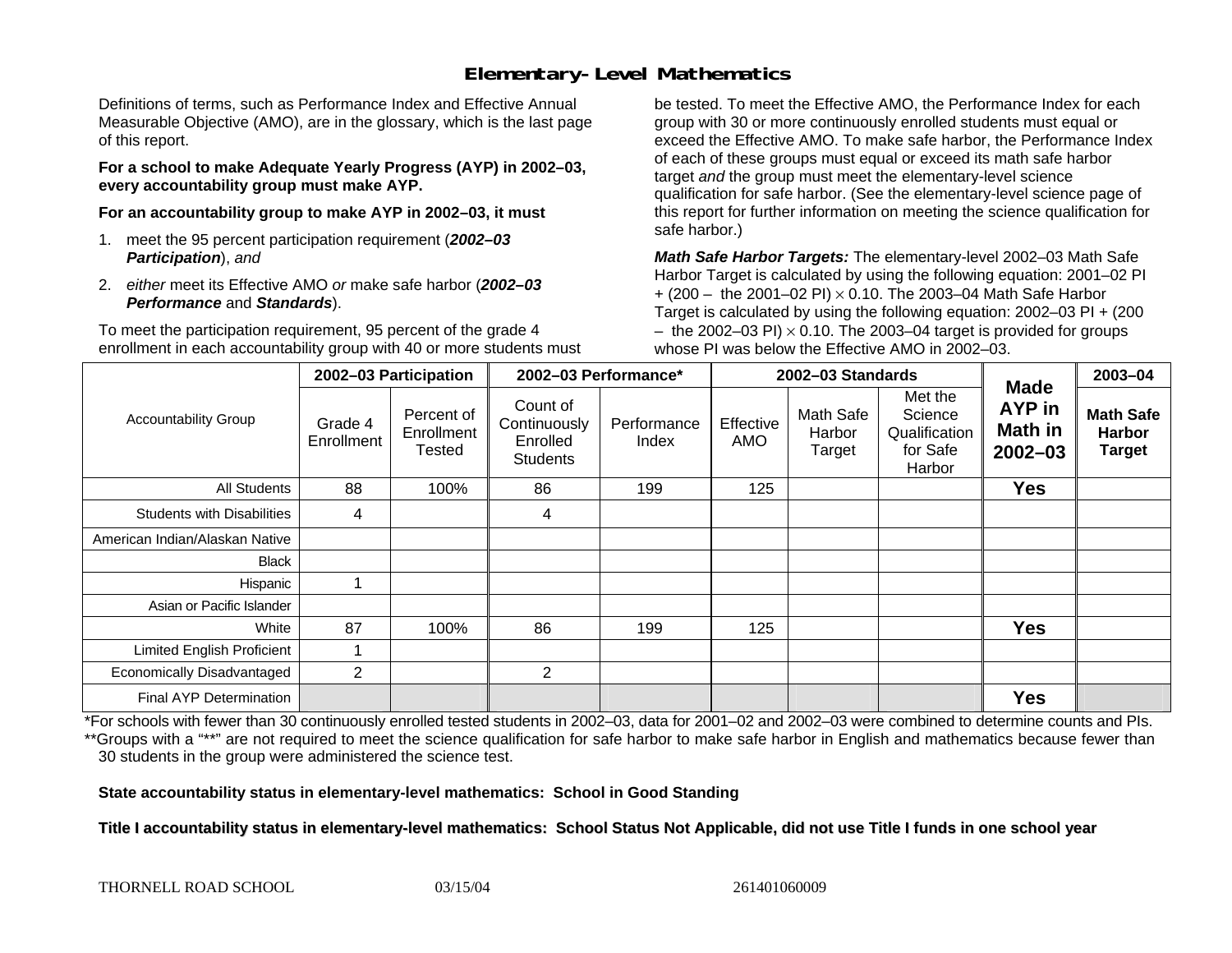# Elementary-Level Mathematics

Definitions of terms, such as Performance Index and Effective Annual Measurable Objective (AMO), are in the glossary, which is the last page of this report.

**For a school to make Adequate Yearly Progress (AYP) in 2002–03, every accountability group must make AYP.**

**For an accountability group to make AYP in 2002–03, it must**

1. meet the 95 percent participation requirement (***2002–03 Participation***), *and*
2. *either* meet its Effective AMO *or* make safe harbor (***2002–03 Performance*** and ***Standards***).

To meet the participation requirement, 95 percent of the grade 4 enrollment in each accountability group with 40 or more students must be tested. To meet the Effective AMO, the Performance Index for each group with 30 or more continuously enrolled students must equal or exceed the Effective AMO. To make safe harbor, the Performance Index of each of these groups must equal or exceed its math safe harbor target *and* the group must meet the elementary-level science qualification for safe harbor. (See the elementary-level science page of this report for further information on meeting the science qualification for safe harbor.)

***Math Safe Harbor Targets:*** The elementary-level 2002–03 Math Safe Harbor Target is calculated by using the following equation: 2001–02 PI + (200 – the 2001–02 PI) $\times$ 0.10. The 2003–04 Math Safe Harbor Target is calculated by using the following equation: 2002–03 PI + (200 – the 2002–03 PI) $\times$ 0.10. The 2003–04 target is provided for groups whose PI was below the Effective AMO in 2002–03.

| Accountability Group | 2002–03 Participation | | 2002–03 Performance* | | 2002–03 Standards | | | Made AYP in Math in 2002–03 | 2003–04 |
|---|---|---|---|---|---|---|---|---|---|
| | Grade 4 Enrollment | Percent of Enrollment Tested | Count of Continuously Enrolled Students | Performance Index | Effective AMO | Math Safe Harbor Target | Met the Science Qualification for Safe Harbor | | Math Safe Harbor Target |
| All Students | 88 | 100% | 86 | 199 | 125 | | | **Yes** | |
| Students with Disabilities | 4 | | 4 | | | | | | |
| American Indian/Alaskan Native | | | | | | | | | |
| Black | | | | | | | | | |
| Hispanic | 1 | | | | | | | | |
| Asian or Pacific Islander | | | | | | | | | |
| White | 87 | 100% | 86 | 199 | 125 | | | **Yes** | |
| Limited English Proficient | 1 | | | | | | | | |
| Economically Disadvantaged | 2 | | 2 | | | | | | |
| Final AYP Determination | | | | | | | | **Yes** | |

*For schools with fewer than 30 continuously enrolled tested students in 2002–03, data for 2001–02 and 2002–03 were combined to determine counts and PIs.

**Groups with a "**" are not required to meet the science qualification for safe harbor to make safe harbor in English and mathematics because fewer than 30 students in the group were administered the science test.

**State accountability status in elementary-level mathematics: School in Good Standing**

**Title I accountability status in elementary-level mathematics: School Status Not Applicable, did not use Title I funds in one school year**

THORNELL ROAD SCHOOL 03/15/04 261401060009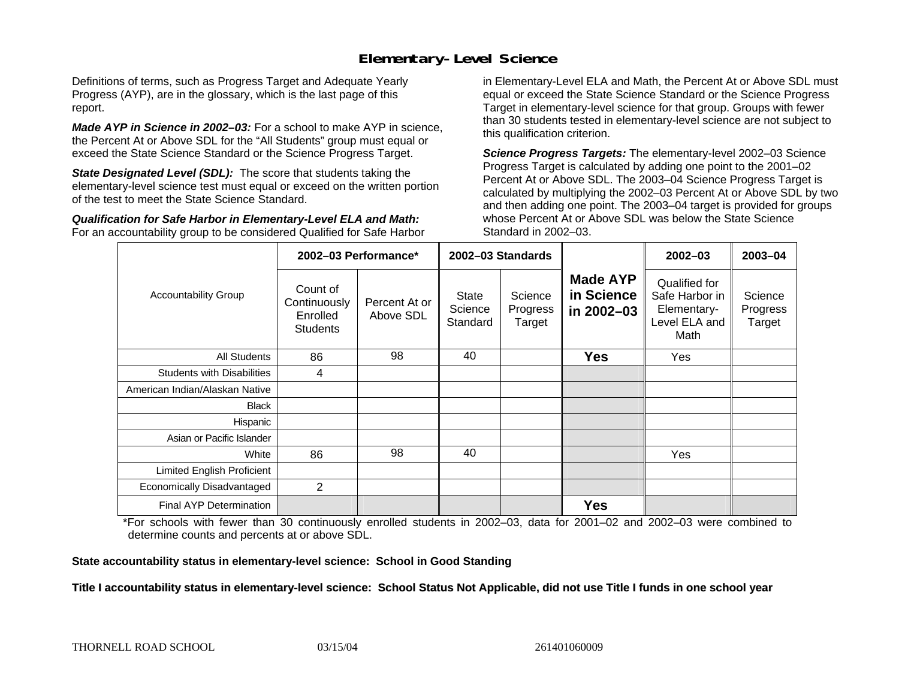# Elementary-Level Science

Definitions of terms, such as Progress Target and Adequate Yearly Progress (AYP), are in the glossary, which is the last page of this report.

***Made AYP in Science in 2002–03:*** For a school to make AYP in science, the Percent At or Above SDL for the "All Students" group must equal or exceed the State Science Standard or the Science Progress Target.

***State Designated Level (SDL):*** The score that students taking the elementary-level science test must equal or exceed on the written portion of the test to meet the State Science Standard.

***Qualification for Safe Harbor in Elementary-Level ELA and Math:*** For an accountability group to be considered Qualified for Safe Harbor in Elementary-Level ELA and Math, the Percent At or Above SDL must equal or exceed the State Science Standard or the Science Progress Target in elementary-level science for that group. Groups with fewer than 30 students tested in elementary-level science are not subject to this qualification criterion.

***Science Progress Targets:*** The elementary-level 2002–03 Science Progress Target is calculated by adding one point to the 2001–02 Percent At or Above SDL. The 2003–04 Science Progress Target is calculated by multiplying the 2002–03 Percent At or Above SDL by two and then adding one point. The 2003–04 target is provided for groups whose Percent At or Above SDL was below the State Science Standard in 2002–03.

| Accountability Group | 2002–03 Performance* | | 2002–03 Standards | | Made AYP in Science in 2002–03 | 2002–03 | 2003–04 |
|---|---|---|---|---|---|---|---|
| | Count of Continuously Enrolled Students | Percent At or Above SDL | State Science Standard | Science Progress Target | | Qualified for Safe Harbor in Elementary-Level ELA and Math | Science Progress Target |
| All Students | 86 | 98 | 40 | | **Yes** | Yes | |
| Students with Disabilities | 4 | | | | | | |
| American Indian/Alaskan Native | | | | | | | |
| Black | | | | | | | |
| Hispanic | | | | | | | |
| Asian or Pacific Islander | | | | | | | |
| White | 86 | 98 | 40 | | | Yes | |
| Limited English Proficient | | | | | | | |
| Economically Disadvantaged | 2 | | | | | | |
| Final AYP Determination | | | | | **Yes** | | |

*For schools with fewer than 30 continuously enrolled students in 2002–03, data for 2001–02 and 2002–03 were combined to determine counts and percents at or above SDL.

**State accountability status in elementary-level science: School in Good Standing**

**Title I accountability status in elementary-level science: School Status Not Applicable, did not use Title I funds in one school year**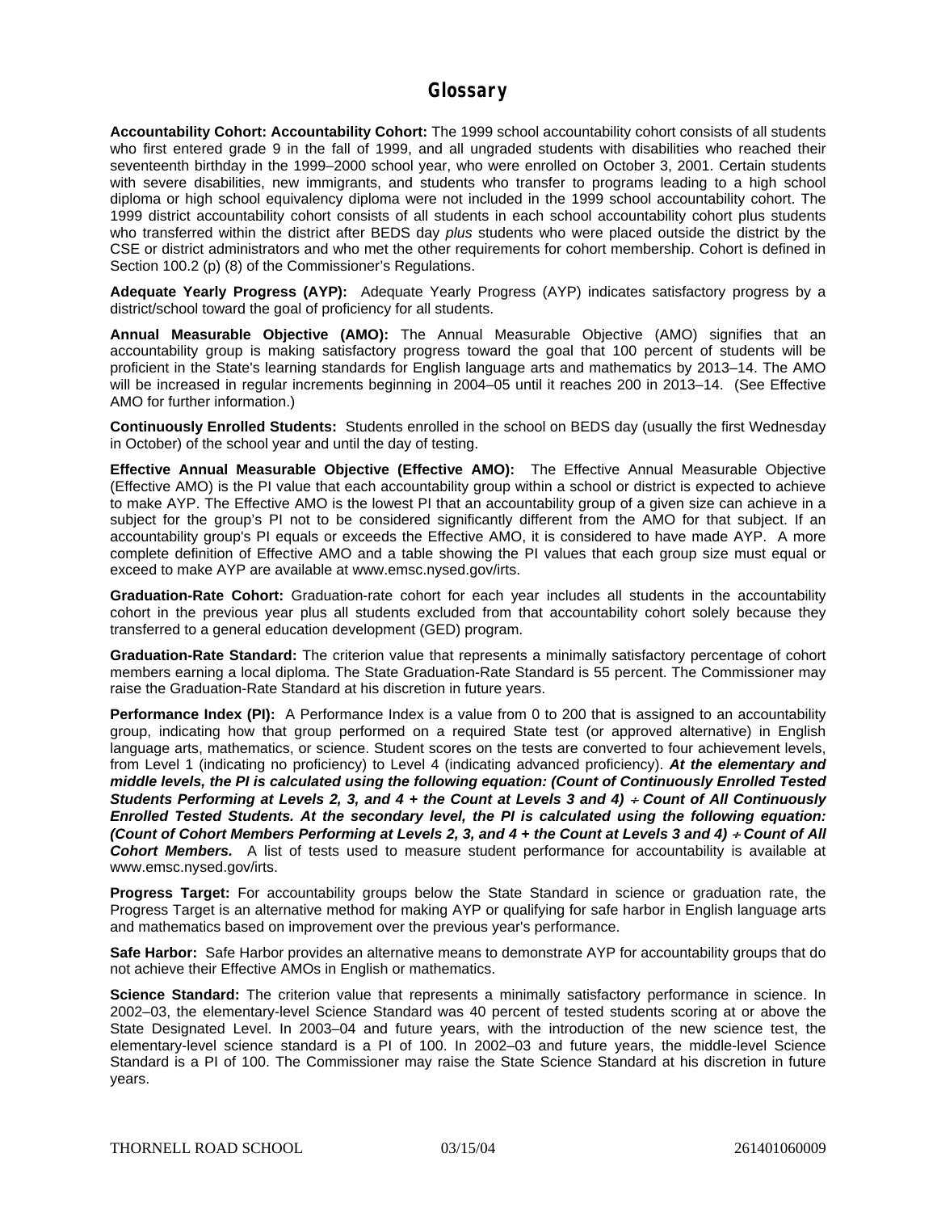# Glossary

**Accountability Cohort: Accountability Cohort:** The 1999 school accountability cohort consists of all students who first entered grade 9 in the fall of 1999, and all ungraded students with disabilities who reached their seventeenth birthday in the 1999–2000 school year, who were enrolled on October 3, 2001. Certain students with severe disabilities, new immigrants, and students who transfer to programs leading to a high school diploma or high school equivalency diploma were not included in the 1999 school accountability cohort. The 1999 district accountability cohort consists of all students in each school accountability cohort plus students who transferred within the district after BEDS day *plus* students who were placed outside the district by the CSE or district administrators and who met the other requirements for cohort membership. Cohort is defined in Section 100.2 (p) (8) of the Commissioner's Regulations.

**Adequate Yearly Progress (AYP):** Adequate Yearly Progress (AYP) indicates satisfactory progress by a district/school toward the goal of proficiency for all students.

**Annual Measurable Objective (AMO):** The Annual Measurable Objective (AMO) signifies that an accountability group is making satisfactory progress toward the goal that 100 percent of students will be proficient in the State's learning standards for English language arts and mathematics by 2013–14. The AMO will be increased in regular increments beginning in 2004–05 until it reaches 200 in 2013–14. (See Effective AMO for further information.)

**Continuously Enrolled Students:** Students enrolled in the school on BEDS day (usually the first Wednesday in October) of the school year and until the day of testing.

**Effective Annual Measurable Objective (Effective AMO):** The Effective Annual Measurable Objective (Effective AMO) is the PI value that each accountability group within a school or district is expected to achieve to make AYP. The Effective AMO is the lowest PI that an accountability group of a given size can achieve in a subject for the group's PI not to be considered significantly different from the AMO for that subject. If an accountability group's PI equals or exceeds the Effective AMO, it is considered to have made AYP. A more complete definition of Effective AMO and a table showing the PI values that each group size must equal or exceed to make AYP are available at www.emsc.nysed.gov/irts.

**Graduation-Rate Cohort:** Graduation-rate cohort for each year includes all students in the accountability cohort in the previous year plus all students excluded from that accountability cohort solely because they transferred to a general education development (GED) program.

**Graduation-Rate Standard:** The criterion value that represents a minimally satisfactory percentage of cohort members earning a local diploma. The State Graduation-Rate Standard is 55 percent. The Commissioner may raise the Graduation-Rate Standard at his discretion in future years.

**Performance Index (PI):** A Performance Index is a value from 0 to 200 that is assigned to an accountability group, indicating how that group performed on a required State test (or approved alternative) in English language arts, mathematics, or science. Student scores on the tests are converted to four achievement levels, from Level 1 (indicating no proficiency) to Level 4 (indicating advanced proficiency). ***At the elementary and middle levels, the PI is calculated using the following equation: (Count of Continuously Enrolled Tested Students Performing at Levels 2, 3, and 4 + the Count at Levels 3 and 4) ÷ Count of All Continuously Enrolled Tested Students. At the secondary level, the PI is calculated using the following equation: (Count of Cohort Members Performing at Levels 2, 3, and 4 + the Count at Levels 3 and 4) ÷ Count of All Cohort Members.*** A list of tests used to measure student performance for accountability is available at www.emsc.nysed.gov/irts.

**Progress Target:** For accountability groups below the State Standard in science or graduation rate, the Progress Target is an alternative method for making AYP or qualifying for safe harbor in English language arts and mathematics based on improvement over the previous year's performance.

**Safe Harbor:** Safe Harbor provides an alternative means to demonstrate AYP for accountability groups that do not achieve their Effective AMOs in English or mathematics.

**Science Standard:** The criterion value that represents a minimally satisfactory performance in science. In 2002–03, the elementary-level Science Standard was 40 percent of tested students scoring at or above the State Designated Level. In 2003–04 and future years, with the introduction of the new science test, the elementary-level science standard is a PI of 100. In 2002–03 and future years, the middle-level Science Standard is a PI of 100. The Commissioner may raise the State Science Standard at his discretion in future years.